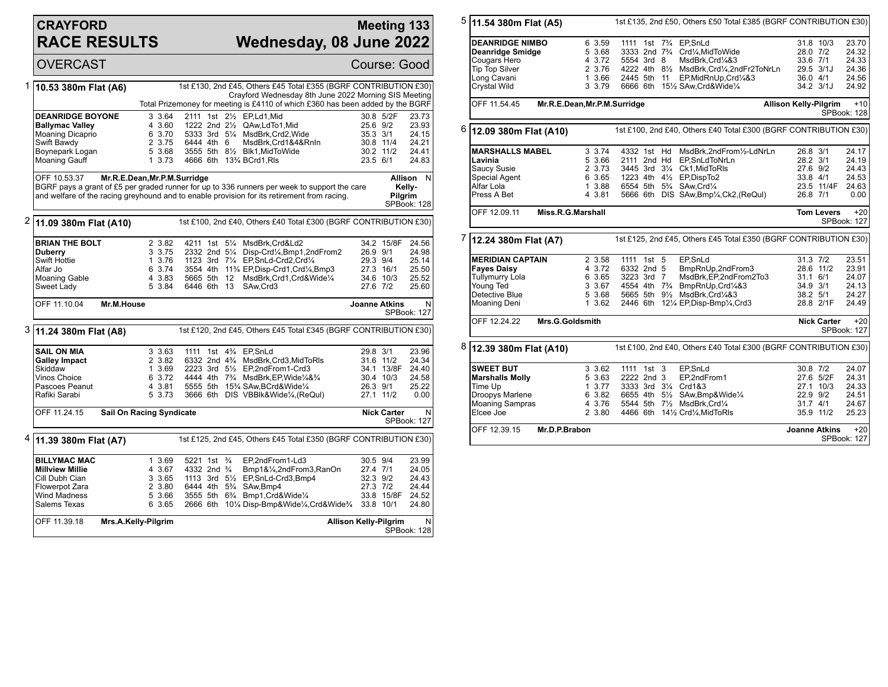# CRAYFORD RACE RESULTS

**Meeting 133**
**Wednesday, 08 June 2022**

OVERCAST — Course: Good

## 1 10.53 380m Flat (A6)

1st £130, 2nd £45, Others £45 Total £355 (BGRF CONTRIBUTION £30)
Crayford Wednesday 8th June 2022 Morning SIS Meeting
Total Prizemoney for meeting is £4110 of which £360 has been added by the BGRF

| Greyhound | Trap | Sec | Bends | Pos | Dist | Remarks | Wt | SP | Time |
|---|---|---|---|---|---|---|---|---|---|
| **DEANRIDGE BOYONE** | 3 | 3.64 | 2111 | 1st | 2½ | EP,Ld1,Mid | 30.8 | 5/2F | 23.73 |
| **Ballymac Valley** | 4 | 3.60 | 1222 | 2nd | 2½ | QAw,LdTo1,Mid | 25.6 | 9/2 | 23.93 |
| Moaning Dicaprio | 6 | 3.70 | 5333 | 3rd | 5¼ | MsdBrk,Crd2,Wide | 35.3 | 3/1 | 24.15 |
| Swift Bawdy | 2 | 3.75 | 6444 | 4th | 6 | MsdBrk,Crd1&4&RnIn | 30.8 | 11/4 | 24.21 |
| Boynepark Logan | 5 | 3.68 | 3555 | 5th | 8½ | Blk1,MidToWide | 30.2 | 11/2 | 24.41 |
| Moaning Gauff | 1 | 3.73 | 4666 | 6th | 13¾ | BCrd1,Rls | 23.5 | 6/1 | 24.83 |

OFF 10.53.37 **Mr.R.E.Dean,Mr.P.M.Surridge** — Allison Kelly-Pilgrim — N — SPBook: 128

BGRF pays a grant of £5 per graded runner for up to 336 runners per week to support the care and welfare of the racing greyhound and to enable provision for its retirement from racing.

## 2 11.09 380m Flat (A10)

1st £100, 2nd £40, Others £40 Total £300 (BGRF CONTRIBUTION £30)

| Greyhound | Trap | Sec | Bends | Pos | Dist | Remarks | Wt | SP | Time |
|---|---|---|---|---|---|---|---|---|---|
| **BRIAN THE BOLT** | 2 | 3.82 | 4211 | 1st | 5¼ | MsdBrk,Crd&Ld2 | 34.2 | 15/8F | 24.56 |
| **Duberry** | 3 | 3.75 | 2332 | 2nd | 5¼ | Disp-Crd¼,Bmp1,2ndFrom2 | 26.9 | 9/1 | 24.98 |
| Swift Hottie | 1 | 3.76 | 1123 | 3rd | 7¼ | EP,SnLd-Crd2,Crd¼ | 29.3 | 9/4 | 25.14 |
| Alfar Jo | 6 | 3.74 | 3554 | 4th | 11¾ | EP,Disp-Crd1,Crd¼,Bmp3 | 27.3 | 16/1 | 25.50 |
| Moaning Gable | 4 | 3.83 | 5665 | 5th | 12 | MsdBrk,Crd1,Crd&Wide¼ | 34.6 | 10/3 | 25.52 |
| Sweet Lady | 5 | 3.84 | 6446 | 6th | 13 | SAw,Crd3 | 27.6 | 7/2 | 25.60 |

OFF 11.10.04 **Mr.M.House** — Joanne Atkins — N — SPBook: 127

## 3 11.24 380m Flat (A8)

1st £120, 2nd £45, Others £45 Total £345 (BGRF CONTRIBUTION £30)

| Greyhound | Trap | Sec | Bends | Pos | Dist | Remarks | Wt | SP | Time |
|---|---|---|---|---|---|---|---|---|---|
| **SAIL ON MIA** | 3 | 3.63 | 1111 | 1st | 4¾ | EP,SnLd | 29.8 | 3/1 | 23.96 |
| **Galley Impact** | 2 | 3.82 | 6332 | 2nd | 4¾ | MsdBrk,Crd3,MidToRls | 31.6 | 11/2 | 24.34 |
| Skiddaw | 1 | 3.69 | 2223 | 3rd | 5½ | EP,2ndFrom1-Crd3 | 34.1 | 13/8F | 24.40 |
| Vinos Choice | 6 | 3.72 | 4444 | 4th | 7¾ | MsdBrk,EP,Wide¼&¾ | 30.4 | 10/3 | 24.58 |
| Pascoes Peanut | 4 | 3.81 | 5555 | 5th | 15¾ | SAw,BCrd&Wide¼ | 26.3 | 9/1 | 25.22 |
| Rafiki Sarabi | 5 | 3.73 | 3666 | 6th | DIS | VBBlk&Wide¼,(ReQul) | 27.1 | 11/2 | 0.00 |

OFF 11.24.15 **Sail On Racing Syndicate** — Nick Carter — N — SPBook: 127

## 4 11.39 380m Flat (A7)

1st £125, 2nd £45, Others £45 Total £350 (BGRF CONTRIBUTION £30)

| Greyhound | Trap | Sec | Bends | Pos | Dist | Remarks | Wt | SP | Time |
|---|---|---|---|---|---|---|---|---|---|
| **BILLYMAC MAC** | 1 | 3.69 | 5221 | 1st | ¾ | EP,2ndFrom1-Ld3 | 30.5 | 9/4 | 23.99 |
| **Millview Millie** | 4 | 3.67 | 4332 | 2nd | ¾ | Bmp1&¼,2ndFrom3,RanOn | 27.4 | 7/1 | 24.05 |
| Cill Dubh Cian | 3 | 3.65 | 1113 | 3rd | 5½ | EP,SnLd-Crd3,Bmp4 | 32.3 | 9/2 | 24.43 |
| Flowerpot Zara | 2 | 3.80 | 6444 | 4th | 5¾ | SAw,Bmp4 | 27.3 | 7/2 | 24.44 |
| Wind Madness | 5 | 3.66 | 3555 | 5th | 6¾ | Bmp1,Crd&Wide¼ | 33.8 | 15/8F | 24.52 |
| Salems Texas | 6 | 3.65 | 2666 | 6th | 10¼ | Disp-Bmp&Wide¼,Crd&Wide¾ | 33.8 | 10/1 | 24.80 |

OFF 11.39.18 **Mrs.A.Kelly-Pilgrim** — Allison Kelly-Pilgrim — N — SPBook: 128

## 5 11.54 380m Flat (A5)

1st £135, 2nd £50, Others £50 Total £385 (BGRF CONTRIBUTION £30)

| Greyhound | Trap | Sec | Bends | Pos | Dist | Remarks | Wt | SP | Time |
|---|---|---|---|---|---|---|---|---|---|
| **DEANRIDGE NIMBO** | 6 | 3.59 | 1111 | 1st | 7¾ | EP,SnLd | 31.8 | 10/3 | 23.70 |
| **Deanridge Smidge** | 5 | 3.68 | 3333 | 2nd | 7¾ | Crd¼,MidToWide | 28.0 | 7/2 | 24.32 |
| Cougars Hero | 4 | 3.72 | 5554 | 3rd | 8 | MsdBrk,Crd¼&3 | 33.6 | 7/1 | 24.33 |
| Tip Top Silver | 2 | 3.76 | 4222 | 4th | 8½ | MsdBrk,Crd¼,2ndFr2ToNrLn | 29.5 | 3/1J | 24.36 |
| Long Cavani | 1 | 3.66 | 2445 | 5th | 11 | EP,MidRnUp,Crd¼&3 | 36.0 | 4/1 | 24.56 |
| Crystal Wild | 3 | 3.79 | 6666 | 6th | 15½ | SAw,Crd&Wide¼ | 34.2 | 3/1J | 24.92 |

OFF 11.54.45 **Mr.R.E.Dean,Mr.P.M.Surridge** — Allison Kelly-Pilgrim — +10 — SPBook: 128

## 6 12.09 380m Flat (A10)

1st £100, 2nd £40, Others £40 Total £300 (BGRF CONTRIBUTION £30)

| Greyhound | Trap | Sec | Bends | Pos | Dist | Remarks | Wt | SP | Time |
|---|---|---|---|---|---|---|---|---|---|
| **MARSHALLS MABEL** | 3 | 3.74 | 4332 | 1st | Hd | MsdBrk,2ndFrom½-LdNrLn | 26.8 | 3/1 | 24.17 |
| **Lavinia** | 5 | 3.66 | 2111 | 2nd | Hd | EP,SnLdToNrLn | 28.2 | 3/1 | 24.19 |
| Saucy Susie | 2 | 3.73 | 3445 | 3rd | 3¼ | Ck1,MidToRls | 27.6 | 9/2 | 24.43 |
| Special Agent | 6 | 3.65 | 1223 | 4th | 4½ | EP,DispTo2 | 33.8 | 4/1 | 24.53 |
| Alfar Lola | 1 | 3.88 | 6554 | 5th | 5¾ | SAw,Crd¼ | 23.5 | 11/4F | 24.63 |
| Press A Bet | 4 | 3.81 | 5666 | 6th | DIS | SAw,Bmp¼,Ck2,(ReQul) | 26.8 | 7/1 | 0.00 |

OFF 12.09.11 **Miss.R.G.Marshall** — Tom Levers — +20 — SPBook: 127

## 7 12.24 380m Flat (A7)

1st £125, 2nd £45, Others £45 Total £350 (BGRF CONTRIBUTION £30)

| Greyhound | Trap | Sec | Bends | Pos | Dist | Remarks | Wt | SP | Time |
|---|---|---|---|---|---|---|---|---|---|
| **MERIDIAN CAPTAIN** | 2 | 3.58 | 1111 | 1st | 5 | EP,SnLd | 31.3 | 7/2 | 23.51 |
| **Fayes Daisy** | 4 | 3.72 | 6332 | 2nd | 5 | BmpRnUp,2ndFrom3 | 28.6 | 11/2 | 23.91 |
| Tullymurry Lola | 6 | 3.65 | 3223 | 3rd | 7 | MsdBrk,EP,2ndFrom2To3 | 31.1 | 6/1 | 24.07 |
| Young Ted | 3 | 3.67 | 4554 | 4th | 7¾ | BmpRnUp,Crd¼&3 | 34.9 | 3/1 | 24.13 |
| Detective Blue | 5 | 3.68 | 5665 | 5th | 9½ | MsdBrk,Crd¼&3 | 38.2 | 5/1 | 24.27 |
| Moaning Deni | 1 | 3.62 | 2446 | 6th | 12¼ | EP,Disp-Bmp¼,Crd3 | 28.8 | 2/1F | 24.49 |

OFF 12.24.22 **Mrs.G.Goldsmith** — Nick Carter — +20 — SPBook: 127

## 8 12.39 380m Flat (A10)

1st £100, 2nd £40, Others £40 Total £300 (BGRF CONTRIBUTION £30)

| Greyhound | Trap | Sec | Bends | Pos | Dist | Remarks | Wt | SP | Time |
|---|---|---|---|---|---|---|---|---|---|
| **SWEET BUT** | 3 | 3.62 | 1111 | 1st | 3 | EP,SnLd | 30.8 | 7/2 | 24.07 |
| **Marshalls Molly** | 5 | 3.63 | 2222 | 2nd | 3 | EP,2ndFrom1 | 27.6 | 5/2F | 24.31 |
| Time Up | 1 | 3.77 | 3333 | 3rd | 3¼ | Crd1&3 | 27.1 | 10/3 | 24.33 |
| Droopys Marlene | 6 | 3.82 | 6655 | 4th | 5½ | SAw,Bmp&Wide¼ | 22.9 | 9/2 | 24.51 |
| Moaning Sampras | 4 | 3.76 | 5544 | 5th | 7½ | MsdBrk,Crd¼ | 31.7 | 4/1 | 24.67 |
| Elcee Joe | 2 | 3.80 | 4466 | 6th | 14½ | Crd¼,MidToRls | 35.9 | 11/2 | 25.23 |

OFF 12.39.15 **Mr.D.P.Brabon** — Joanne Atkins — +20 — SPBook: 127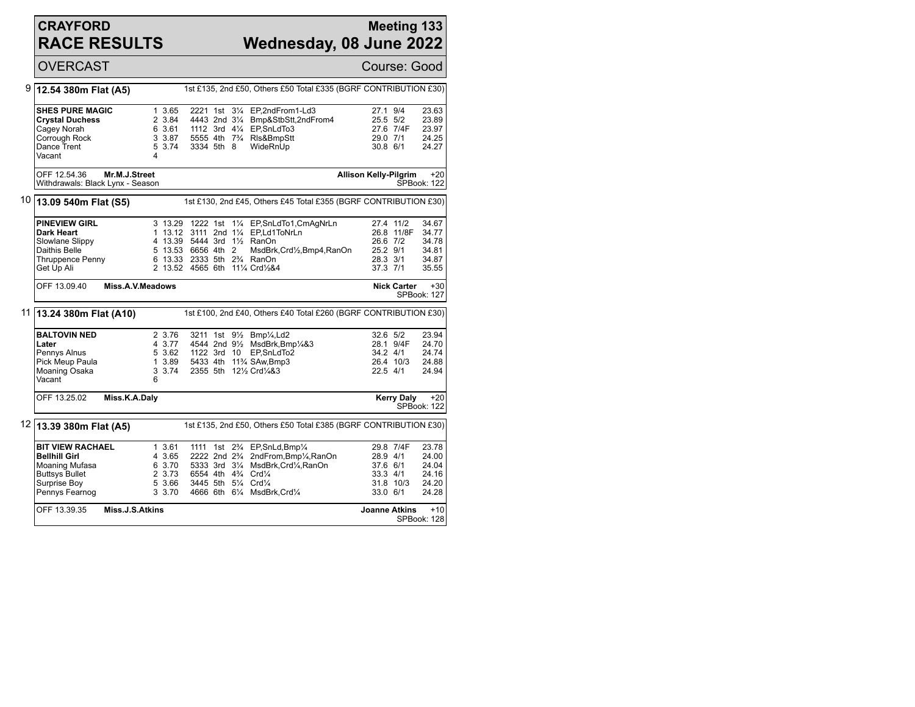# CRAYFORD RACE RESULTS

## Meeting 133 Wednesday, 08 June 2022

OVERCAST — Course: Good

### 9 — 12.54 380m Flat (A5)

1st £135, 2nd £50, Others £50 Total £335 (BGRF CONTRIBUTION £30)

| | | | | | | | | | | |
|---|---|---|---|---|---|---|---|---|---|---|
| **SHES PURE MAGIC** | 1 | 3.65 | 2221 | 1st | 3¼ | EP,2ndFrom1-Ld3 | 27.1 | 9/4 | 23.63 |
| **Crystal Duchess** | 2 | 3.84 | 4443 | 2nd | 3¼ | Bmp&StbStt,2ndFrom4 | 25.5 | 5/2 | 23.89 |
| Cagey Norah | 6 | 3.61 | 1112 | 3rd | 4¼ | EP,SnLdTo3 | 27.6 | 7/4F | 23.97 |
| Corrough Rock | 3 | 3.87 | 5555 | 4th | 7¾ | Rls&BmpStt | 29.0 | 7/1 | 24.25 |
| Dance Trent | 5 | 3.74 | 3334 | 5th | 8 | WideRnUp | 30.8 | 6/1 | 24.27 |
| Vacant | 4 | | | | | | | | |

OFF 12.54.36 **Mr.M.J.Street** — **Allison Kelly-Pilgrim** +20

Withdrawals: Black Lynx - Season — SPBook: 122

### 10 — 13.09 540m Flat (S5)

1st £130, 2nd £45, Others £45 Total £355 (BGRF CONTRIBUTION £30)

| | | | | | | | | | |
|---|---|---|---|---|---|---|---|---|---|
| **PINEVIEW GIRL** | 3 | 13.29 | 1222 | 1st | 1¼ | EP,SnLdTo1,CmAgNrLn | 27.4 | 11/2 | 34.67 |
| **Dark Heart** | 1 | 13.12 | 3111 | 2nd | 1¼ | EP,Ld1ToNrLn | 26.8 | 11/8F | 34.77 |
| Slowlane Slippy | 4 | 13.39 | 5444 | 3rd | 1½ | RanOn | 26.6 | 7/2 | 34.78 |
| Daithis Belle | 5 | 13.53 | 6656 | 4th | 2 | MsdBrk,Crd½,Bmp4,RanOn | 25.2 | 9/1 | 34.81 |
| Thruppence Penny | 6 | 13.33 | 2333 | 5th | 2¾ | RanOn | 28.3 | 3/1 | 34.87 |
| Get Up Ali | 2 | 13.52 | 4565 | 6th | 11¼ | Crd½&4 | 37.3 | 7/1 | 35.55 |

OFF 13.09.40 **Miss.A.V.Meadows** — **Nick Carter** +30

SPBook: 127

### 11 — 13.24 380m Flat (A10)

1st £100, 2nd £40, Others £40 Total £260 (BGRF CONTRIBUTION £30)

| | | | | | | | | | |
|---|---|---|---|---|---|---|---|---|---|
| **BALTOVIN NED** | 2 | 3.76 | 3211 | 1st | 9½ | Bmp¼,Ld2 | 32.6 | 5/2 | 23.94 |
| **Later** | 4 | 3.77 | 4544 | 2nd | 9½ | MsdBrk,Bmp¼&3 | 28.1 | 9/4F | 24.70 |
| Pennys Alnus | 5 | 3.62 | 1122 | 3rd | 10 | EP,SnLdTo2 | 34.2 | 4/1 | 24.74 |
| Pick Meup Paula | 1 | 3.89 | 5433 | 4th | 11¾ | SAw,Bmp3 | 26.4 | 10/3 | 24.88 |
| Moaning Osaka | 3 | 3.74 | 2355 | 5th | 12½ | Crd¼&3 | 22.5 | 4/1 | 24.94 |
| Vacant | 6 | | | | | | | | |

OFF 13.25.02 **Miss.K.A.Daly** — **Kerry Daly** +20

SPBook: 122

### 12 — 13.39 380m Flat (A5)

1st £135, 2nd £50, Others £50 Total £385 (BGRF CONTRIBUTION £30)

| | | | | | | | | | |
|---|---|---|---|---|---|---|---|---|---|
| **BIT VIEW RACHAEL** | 1 | 3.61 | 1111 | 1st | 2¾ | EP,SnLd,Bmp¼ | 29.8 | 7/4F | 23.78 |
| **Bellhill Girl** | 4 | 3.65 | 2222 | 2nd | 2¾ | 2ndFrom,Bmp¼,RanOn | 28.9 | 4/1 | 24.00 |
| Moaning Mufasa | 6 | 3.70 | 5333 | 3rd | 3¼ | MsdBrk,Crd¼,RanOn | 37.6 | 6/1 | 24.04 |
| Buttsys Bullet | 2 | 3.73 | 6554 | 4th | 4¾ | Crd¼ | 33.3 | 4/1 | 24.16 |
| Surprise Boy | 5 | 3.66 | 3445 | 5th | 5¼ | Crd¼ | 31.8 | 10/3 | 24.20 |
| Pennys Fearnog | 3 | 3.70 | 4666 | 6th | 6¼ | MsdBrk,Crd¼ | 33.0 | 6/1 | 24.28 |

OFF 13.39.35 **Miss.J.S.Atkins** — **Joanne Atkins** +10

SPBook: 128